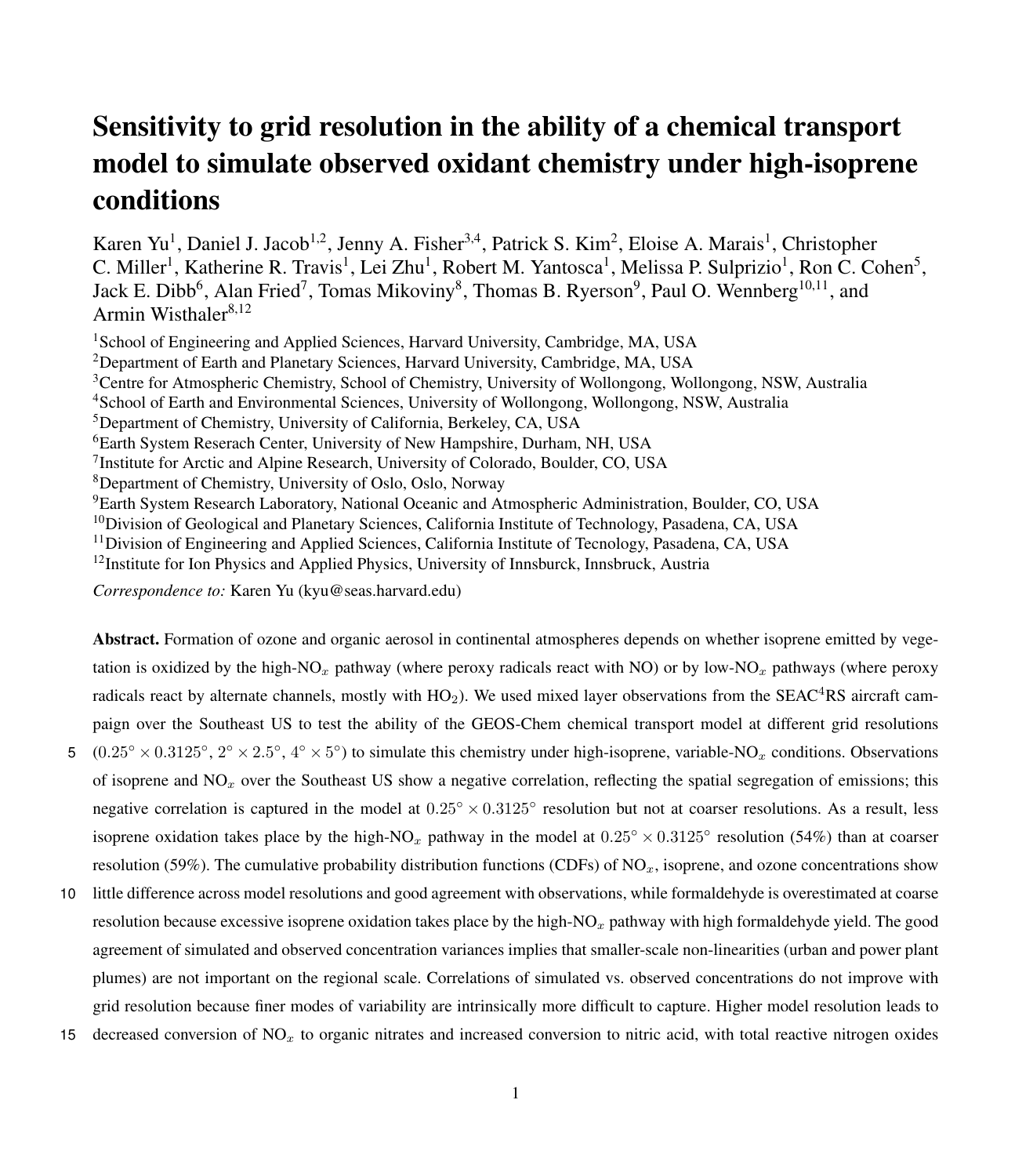# Sensitivity to grid resolution in the ability of a chemical transport model to simulate observed oxidant chemistry under high-isoprene conditions

Karen Yu[1], Daniel J. Jacob[1,2], Jenny A. Fisher[3,4], Patrick S. Kim[2], Eloise A. Marais[1], Christopher C. Miller[1], Katherine R. Travis[1], Lei Zhu[1], Robert M. Yantosca[1], Melissa P. Sulprizio[1], Ron C. Cohen[5], Jack E. Dibb[6], Alan Fried[7], Tomas Mikoviny[8], Thomas B. Ryerson[9], Paul O. Wennberg[10,11], and Armin Wisthaler[8,12]

[1]School of Engineering and Applied Sciences, Harvard University, Cambridge, MA, USA
[2]Department of Earth and Planetary Sciences, Harvard University, Cambridge, MA, USA
[3]Centre for Atmospheric Chemistry, School of Chemistry, University of Wollongong, Wollongong, NSW, Australia
[4]School of Earth and Environmental Sciences, University of Wollongong, Wollongong, NSW, Australia
[5]Department of Chemistry, University of California, Berkeley, CA, USA
[6]Earth System Reserach Center, University of New Hampshire, Durham, NH, USA
[7]Institute for Arctic and Alpine Research, University of Colorado, Boulder, CO, USA
[8]Department of Chemistry, University of Oslo, Oslo, Norway
[9]Earth System Research Laboratory, National Oceanic and Atmospheric Administration, Boulder, CO, USA
[10]Division of Geological and Planetary Sciences, California Institute of Technology, Pasadena, CA, USA
[11]Division of Engineering and Applied Sciences, California Institute of Tecnology, Pasadena, CA, USA
[12]Institute for Ion Physics and Applied Physics, University of Innsburck, Innsbruck, Austria

*Correspondence to:* Karen Yu (kyu@seas.harvard.edu)

**Abstract.** Formation of ozone and organic aerosol in continental atmospheres depends on whether isoprene emitted by vegetation is oxidized by the high-$NO_x$ pathway (where peroxy radicals react with NO) or by low-$NO_x$ pathways (where peroxy radicals react by alternate channels, mostly with $HO_2$). We used mixed layer observations from the SEAC$^4$RS aircraft campaign over the Southeast US to test the ability of the GEOS-Chem chemical transport model at different grid resolutions ($0.25° \times 0.3125°$, $2° \times 2.5°$, $4° \times 5°$) to simulate this chemistry under high-isoprene, variable-$NO_x$ conditions. Observations of isoprene and $NO_x$ over the Southeast US show a negative correlation, reflecting the spatial segregation of emissions; this negative correlation is captured in the model at $0.25° \times 0.3125°$ resolution but not at coarser resolutions. As a result, less isoprene oxidation takes place by the high-$NO_x$ pathway in the model at $0.25° \times 0.3125°$ resolution (54%) than at coarser resolution (59%). The cumulative probability distribution functions (CDFs) of $NO_x$, isoprene, and ozone concentrations show little difference across model resolutions and good agreement with observations, while formaldehyde is overestimated at coarse resolution because excessive isoprene oxidation takes place by the high-$NO_x$ pathway with high formaldehyde yield. The good agreement of simulated and observed concentration variances implies that smaller-scale non-linearities (urban and power plant plumes) are not important on the regional scale. Correlations of simulated vs. observed concentrations do not improve with grid resolution because finer modes of variability are intrinsically more difficult to capture. Higher model resolution leads to decreased conversion of $NO_x$ to organic nitrates and increased conversion to nitric acid, with total reactive nitrogen oxides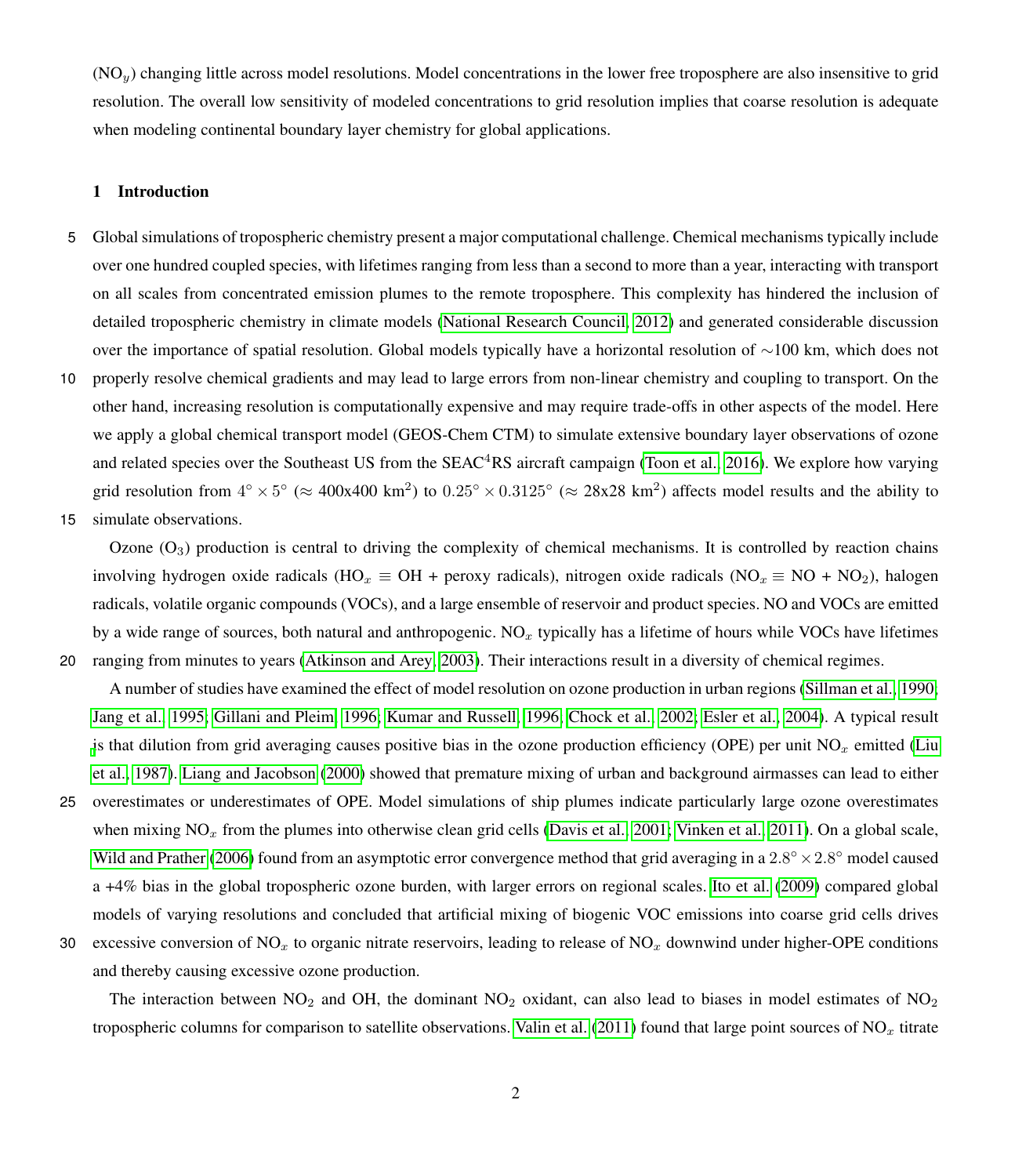($NO_y$) changing little across model resolutions. Model concentrations in the lower free troposphere are also insensitive to grid resolution. The overall low sensitivity of modeled concentrations to grid resolution implies that coarse resolution is adequate when modeling continental boundary layer chemistry for global applications.

## 1 Introduction

Global simulations of tropospheric chemistry present a major computational challenge. Chemical mechanisms typically include over one hundred coupled species, with lifetimes ranging from less than a second to more than a year, interacting with transport on all scales from concentrated emission plumes to the remote troposphere. This complexity has hindered the inclusion of detailed tropospheric chemistry in climate models (National Research Council, 2012) and generated considerable discussion over the importance of spatial resolution. Global models typically have a horizontal resolution of ∼100 km, which does not properly resolve chemical gradients and may lead to large errors from non-linear chemistry and coupling to transport. On the other hand, increasing resolution is computationally expensive and may require trade-offs in other aspects of the model. Here we apply a global chemical transport model (GEOS-Chem CTM) to simulate extensive boundary layer observations of ozone and related species over the Southeast US from the SEAC$^4$RS aircraft campaign (Toon et al., 2016). We explore how varying grid resolution from $4^\circ \times 5^\circ$ ($\approx$ 400x400 km$^2$) to $0.25^\circ \times 0.3125^\circ$ ($\approx$ 28x28 km$^2$) affects model results and the ability to simulate observations.

Ozone ($O_3$) production is central to driving the complexity of chemical mechanisms. It is controlled by reaction chains involving hydrogen oxide radicals ($HO_x \equiv$ OH + peroxy radicals), nitrogen oxide radicals ($NO_x \equiv$ NO + $NO_2$), halogen radicals, volatile organic compounds (VOCs), and a large ensemble of reservoir and product species. NO and VOCs are emitted by a wide range of sources, both natural and anthropogenic. $NO_x$ typically has a lifetime of hours while VOCs have lifetimes ranging from minutes to years (Atkinson and Arey, 2003). Their interactions result in a diversity of chemical regimes.

A number of studies have examined the effect of model resolution on ozone production in urban regions (Sillman et al., 1990; Jang et al., 1995; Gillani and Pleim, 1996; Kumar and Russell, 1996; Chock et al., 2002; Esler et al., 2004). A typical result is that dilution from grid averaging causes positive bias in the ozone production efficiency (OPE) per unit $NO_x$ emitted (Liu et al., 1987). Liang and Jacobson (2000) showed that premature mixing of urban and background airmasses can lead to either overestimates or underestimates of OPE. Model simulations of ship plumes indicate particularly large ozone overestimates when mixing $NO_x$ from the plumes into otherwise clean grid cells (Davis et al., 2001; Vinken et al., 2011). On a global scale, Wild and Prather (2006) found from an asymptotic error convergence method that grid averaging in a $2.8^\circ \times 2.8^\circ$ model caused a +4% bias in the global tropospheric ozone burden, with larger errors on regional scales. Ito et al. (2009) compared global models of varying resolutions and concluded that artificial mixing of biogenic VOC emissions into coarse grid cells drives excessive conversion of $NO_x$ to organic nitrate reservoirs, leading to release of $NO_x$ downwind under higher-OPE conditions and thereby causing excessive ozone production.

The interaction between $NO_2$ and OH, the dominant $NO_2$ oxidant, can also lead to biases in model estimates of $NO_2$ tropospheric columns for comparison to satellite observations. Valin et al. (2011) found that large point sources of $NO_x$ titrate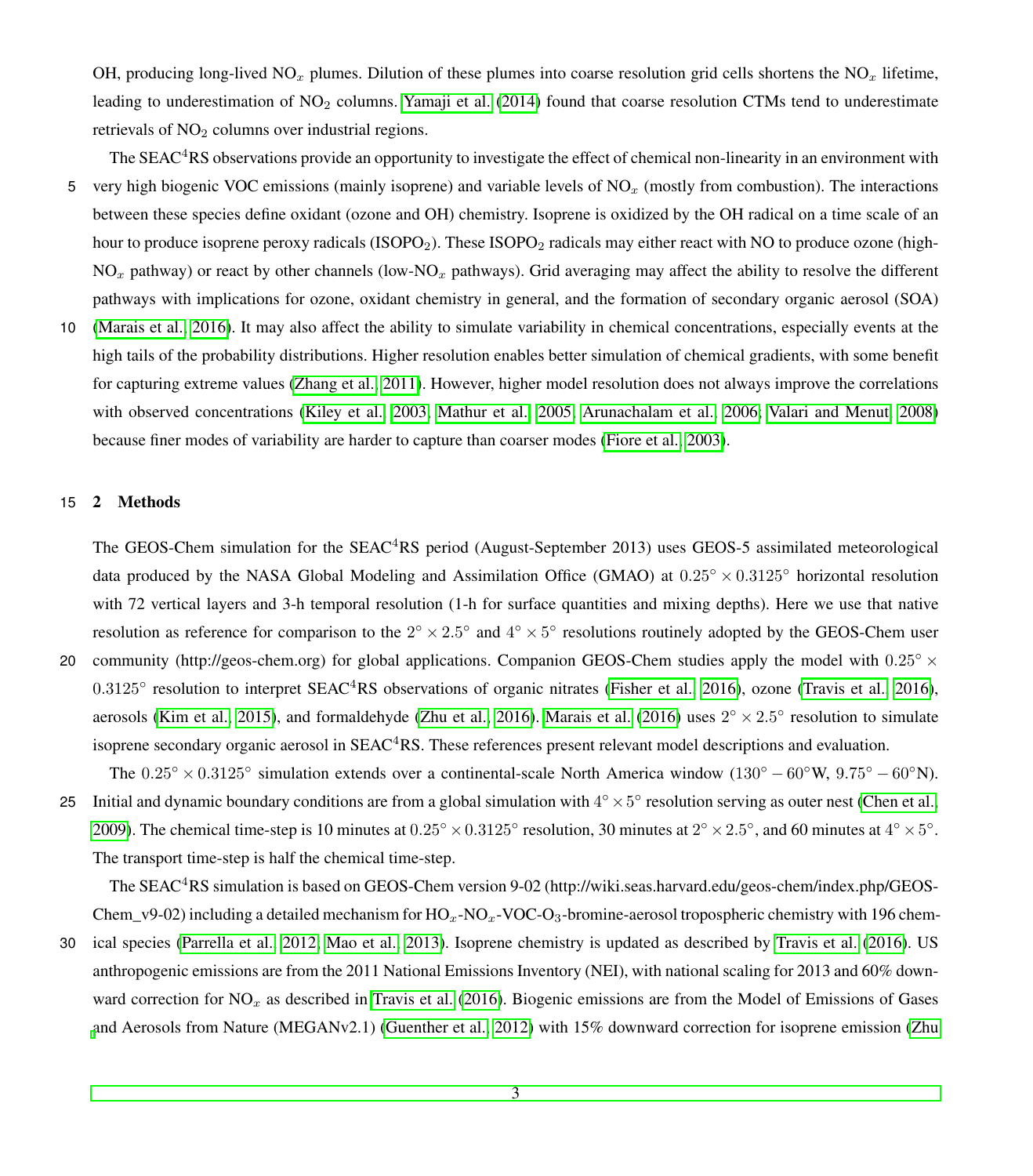OH, producing long-lived $NO_x$ plumes. Dilution of these plumes into coarse resolution grid cells shortens the $NO_x$ lifetime, leading to underestimation of $NO_2$ columns. Yamaji et al. (2014) found that coarse resolution CTMs tend to underestimate retrievals of $NO_2$ columns over industrial regions.

The SEAC$^4$RS observations provide an opportunity to investigate the effect of chemical non-linearity in an environment with very high biogenic VOC emissions (mainly isoprene) and variable levels of $NO_x$ (mostly from combustion). The interactions between these species define oxidant (ozone and OH) chemistry. Isoprene is oxidized by the OH radical on a time scale of an hour to produce isoprene peroxy radicals ($ISOPO_2$). These $ISOPO_2$ radicals may either react with NO to produce ozone (high-$NO_x$ pathway) or react by other channels (low-$NO_x$ pathways). Grid averaging may affect the ability to resolve the different pathways with implications for ozone, oxidant chemistry in general, and the formation of secondary organic aerosol (SOA) (Marais et al., 2016). It may also affect the ability to simulate variability in chemical concentrations, especially events at the high tails of the probability distributions. Higher resolution enables better simulation of chemical gradients, with some benefit for capturing extreme values (Zhang et al., 2011). However, higher model resolution does not always improve the correlations with observed concentrations (Kiley et al., 2003; Mathur et al., 2005; Arunachalam et al., 2006; Valari and Menut, 2008) because finer modes of variability are harder to capture than coarser modes (Fiore et al., 2003).

## 2 Methods

The GEOS-Chem simulation for the SEAC$^4$RS period (August-September 2013) uses GEOS-5 assimilated meteorological data produced by the NASA Global Modeling and Assimilation Office (GMAO) at $0.25° \times 0.3125°$ horizontal resolution with 72 vertical layers and 3-h temporal resolution (1-h for surface quantities and mixing depths). Here we use that native resolution as reference for comparison to the $2° \times 2.5°$ and $4° \times 5°$ resolutions routinely adopted by the GEOS-Chem user community (http://geos-chem.org) for global applications. Companion GEOS-Chem studies apply the model with $0.25° \times 0.3125°$ resolution to interpret SEAC$^4$RS observations of organic nitrates (Fisher et al., 2016), ozone (Travis et al., 2016), aerosols (Kim et al., 2015), and formaldehyde (Zhu et al., 2016). Marais et al. (2016) uses $2° \times 2.5°$ resolution to simulate isoprene secondary organic aerosol in SEAC$^4$RS. These references present relevant model descriptions and evaluation.

The $0.25° \times 0.3125°$ simulation extends over a continental-scale North America window ($130° - 60°$W, $9.75° - 60°$N). Initial and dynamic boundary conditions are from a global simulation with $4° \times 5°$ resolution serving as outer nest (Chen et al., 2009). The chemical time-step is 10 minutes at $0.25° \times 0.3125°$ resolution, 30 minutes at $2° \times 2.5°$, and 60 minutes at $4° \times 5°$. The transport time-step is half the chemical time-step.

The SEAC$^4$RS simulation is based on GEOS-Chem version 9-02 (http://wiki.seas.harvard.edu/geos-chem/index.php/GEOS-Chem_v9-02) including a detailed mechanism for $HO_x$-$NO_x$-VOC-$O_3$-bromine-aerosol tropospheric chemistry with 196 chemical species (Parrella et al., 2012; Mao et al., 2013). Isoprene chemistry is updated as described by Travis et al. (2016). US anthropogenic emissions are from the 2011 National Emissions Inventory (NEI), with national scaling for 2013 and 60% downward correction for $NO_x$ as described in Travis et al. (2016). Biogenic emissions are from the Model of Emissions of Gases and Aerosols from Nature (MEGANv2.1) (Guenther et al., 2012) with 15% downward correction for isoprene emission (Zhu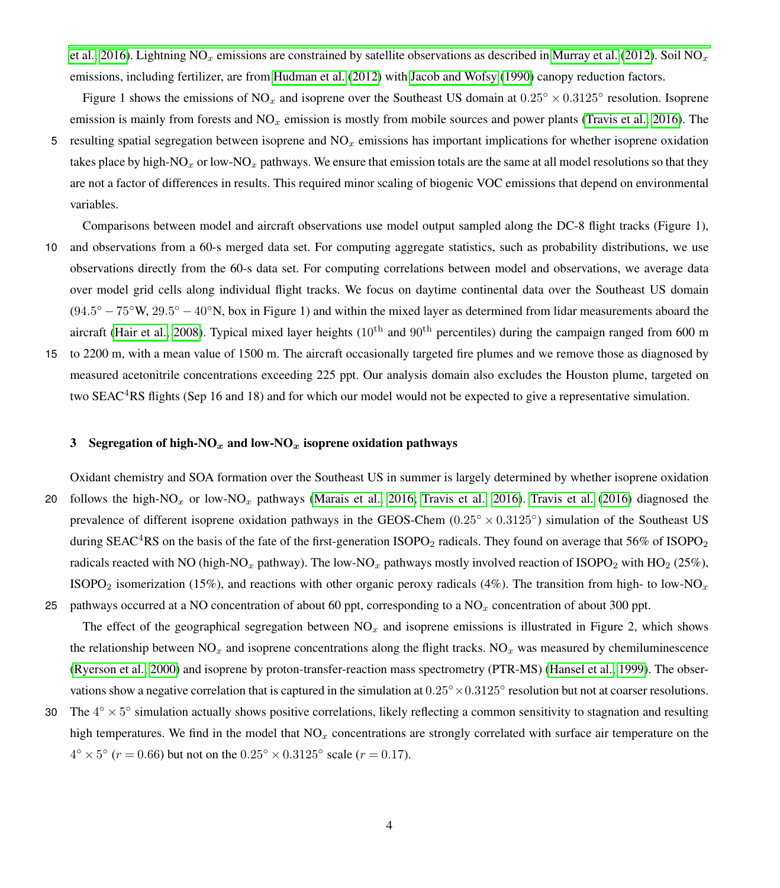et al., 2016). Lightning $NO_x$ emissions are constrained by satellite observations as described in Murray et al. (2012). Soil $NO_x$ emissions, including fertilizer, are from Hudman et al. (2012) with Jacob and Wofsy (1990) canopy reduction factors.

Figure 1 shows the emissions of $NO_x$ and isoprene over the Southeast US domain at $0.25^\circ \times 0.3125^\circ$ resolution. Isoprene emission is mainly from forests and $NO_x$ emission is mostly from mobile sources and power plants (Travis et al., 2016). The resulting spatial segregation between isoprene and $NO_x$ emissions has important implications for whether isoprene oxidation takes place by high-$NO_x$ or low-$NO_x$ pathways. We ensure that emission totals are the same at all model resolutions so that they are not a factor of differences in results. This required minor scaling of biogenic VOC emissions that depend on environmental variables.

Comparisons between model and aircraft observations use model output sampled along the DC-8 flight tracks (Figure 1), and observations from a 60-s merged data set. For computing aggregate statistics, such as probability distributions, we use observations directly from the 60-s data set. For computing correlations between model and observations, we average data over model grid cells along individual flight tracks. We focus on daytime continental data over the Southeast US domain ($94.5^\circ - 75^\circ$W, $29.5^\circ - 40^\circ$N, box in Figure 1) and within the mixed layer as determined from lidar measurements aboard the aircraft (Hair et al., 2008). Typical mixed layer heights ($10^{\text{th}}$ and $90^{\text{th}}$ percentiles) during the campaign ranged from 600 m to 2200 m, with a mean value of 1500 m. The aircraft occasionally targeted fire plumes and we remove those as diagnosed by measured acetonitrile concentrations exceeding 225 ppt. Our analysis domain also excludes the Houston plume, targeted on two SEAC$^4$RS flights (Sep 16 and 18) and for which our model would not be expected to give a representative simulation.

## 3 Segregation of high-$NO_x$ and low-$NO_x$ isoprene oxidation pathways

Oxidant chemistry and SOA formation over the Southeast US in summer is largely determined by whether isoprene oxidation follows the high-$NO_x$ or low-$NO_x$ pathways (Marais et al., 2016; Travis et al., 2016). Travis et al. (2016) diagnosed the prevalence of different isoprene oxidation pathways in the GEOS-Chem ($0.25^\circ \times 0.3125^\circ$) simulation of the Southeast US during SEAC$^4$RS on the basis of the fate of the first-generation $ISOPO_2$ radicals. They found on average that 56% of $ISOPO_2$ radicals reacted with NO (high-$NO_x$ pathway). The low-$NO_x$ pathways mostly involved reaction of $ISOPO_2$ with $HO_2$ (25%), $ISOPO_2$ isomerization (15%), and reactions with other organic peroxy radicals (4%). The transition from high- to low-$NO_x$ pathways occurred at a NO concentration of about 60 ppt, corresponding to a $NO_x$ concentration of about 300 ppt.

The effect of the geographical segregation between $NO_x$ and isoprene emissions is illustrated in Figure 2, which shows the relationship between $NO_x$ and isoprene concentrations along the flight tracks. $NO_x$ was measured by chemiluminescence (Ryerson et al., 2000) and isoprene by proton-transfer-reaction mass spectrometry (PTR-MS) (Hansel et al., 1999). The observations show a negative correlation that is captured in the simulation at $0.25^\circ \times 0.3125^\circ$ resolution but not at coarser resolutions. The $4^\circ \times 5^\circ$ simulation actually shows positive correlations, likely reflecting a common sensitivity to stagnation and resulting high temperatures. We find in the model that $NO_x$ concentrations are strongly correlated with surface air temperature on the $4^\circ \times 5^\circ$ ($r = 0.66$) but not on the $0.25^\circ \times 0.3125^\circ$ scale ($r = 0.17$).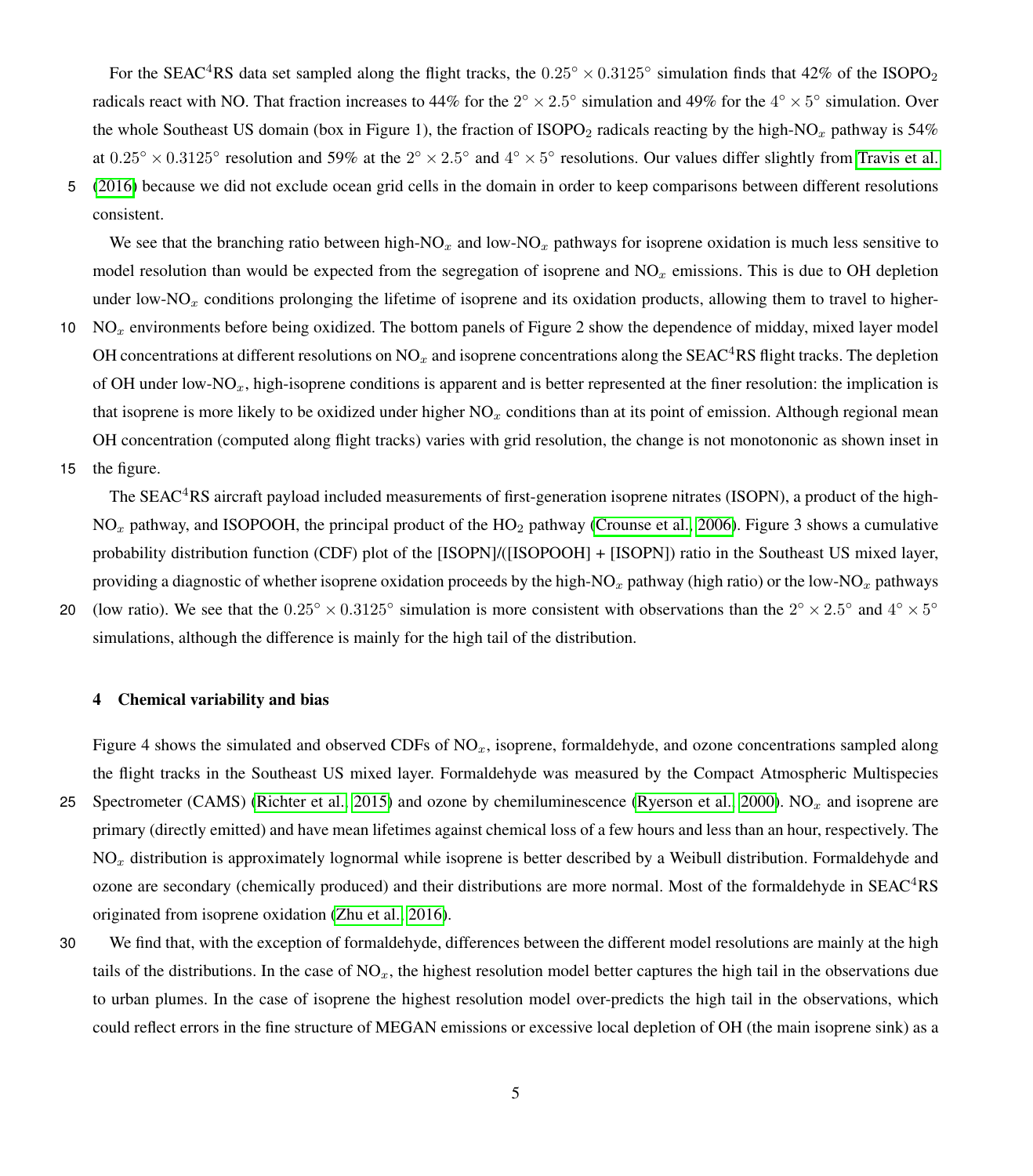For the SEAC$^4$RS data set sampled along the flight tracks, the $0.25^\circ \times 0.3125^\circ$ simulation finds that 42% of the $ISOPO_2$ radicals react with NO. That fraction increases to 44% for the $2^\circ \times 2.5^\circ$ simulation and 49% for the $4^\circ \times 5^\circ$ simulation. Over the whole Southeast US domain (box in Figure 1), the fraction of $ISOPO_2$ radicals reacting by the high-$NO_x$ pathway is 54% at $0.25^\circ \times 0.3125^\circ$ resolution and 59% at the $2^\circ \times 2.5^\circ$ and $4^\circ \times 5^\circ$ resolutions. Our values differ slightly from Travis et al. (2016) because we did not exclude ocean grid cells in the domain in order to keep comparisons between different resolutions consistent.

We see that the branching ratio between high-$NO_x$ and low-$NO_x$ pathways for isoprene oxidation is much less sensitive to model resolution than would be expected from the segregation of isoprene and $NO_x$ emissions. This is due to OH depletion under low-$NO_x$ conditions prolonging the lifetime of isoprene and its oxidation products, allowing them to travel to higher-$NO_x$ environments before being oxidized. The bottom panels of Figure 2 show the dependence of midday, mixed layer model OH concentrations at different resolutions on $NO_x$ and isoprene concentrations along the SEAC$^4$RS flight tracks. The depletion of OH under low-$NO_x$, high-isoprene conditions is apparent and is better represented at the finer resolution: the implication is that isoprene is more likely to be oxidized under higher $NO_x$ conditions than at its point of emission. Although regional mean OH concentration (computed along flight tracks) varies with grid resolution, the change is not monotononic as shown inset in the figure.

The SEAC$^4$RS aircraft payload included measurements of first-generation isoprene nitrates (ISOPN), a product of the high-$NO_x$ pathway, and ISOPOOH, the principal product of the $HO_2$ pathway (Crounse et al., 2006). Figure 3 shows a cumulative probability distribution function (CDF) plot of the [ISOPN]/([ISOPOOH] + [ISOPN]) ratio in the Southeast US mixed layer, providing a diagnostic of whether isoprene oxidation proceeds by the high-$NO_x$ pathway (high ratio) or the low-$NO_x$ pathways (low ratio). We see that the $0.25^\circ \times 0.3125^\circ$ simulation is more consistent with observations than the $2^\circ \times 2.5^\circ$ and $4^\circ \times 5^\circ$ simulations, although the difference is mainly for the high tail of the distribution.

## 4 Chemical variability and bias

Figure 4 shows the simulated and observed CDFs of $NO_x$, isoprene, formaldehyde, and ozone concentrations sampled along the flight tracks in the Southeast US mixed layer. Formaldehyde was measured by the Compact Atmospheric Multispecies Spectrometer (CAMS) (Richter et al., 2015) and ozone by chemiluminescence (Ryerson et al., 2000). $NO_x$ and isoprene are primary (directly emitted) and have mean lifetimes against chemical loss of a few hours and less than an hour, respectively. The $NO_x$ distribution is approximately lognormal while isoprene is better described by a Weibull distribution. Formaldehyde and ozone are secondary (chemically produced) and their distributions are more normal. Most of the formaldehyde in SEAC$^4$RS originated from isoprene oxidation (Zhu et al., 2016).

We find that, with the exception of formaldehyde, differences between the different model resolutions are mainly at the high tails of the distributions. In the case of $NO_x$, the highest resolution model better captures the high tail in the observations due to urban plumes. In the case of isoprene the highest resolution model over-predicts the high tail in the observations, which could reflect errors in the fine structure of MEGAN emissions or excessive local depletion of OH (the main isoprene sink) as a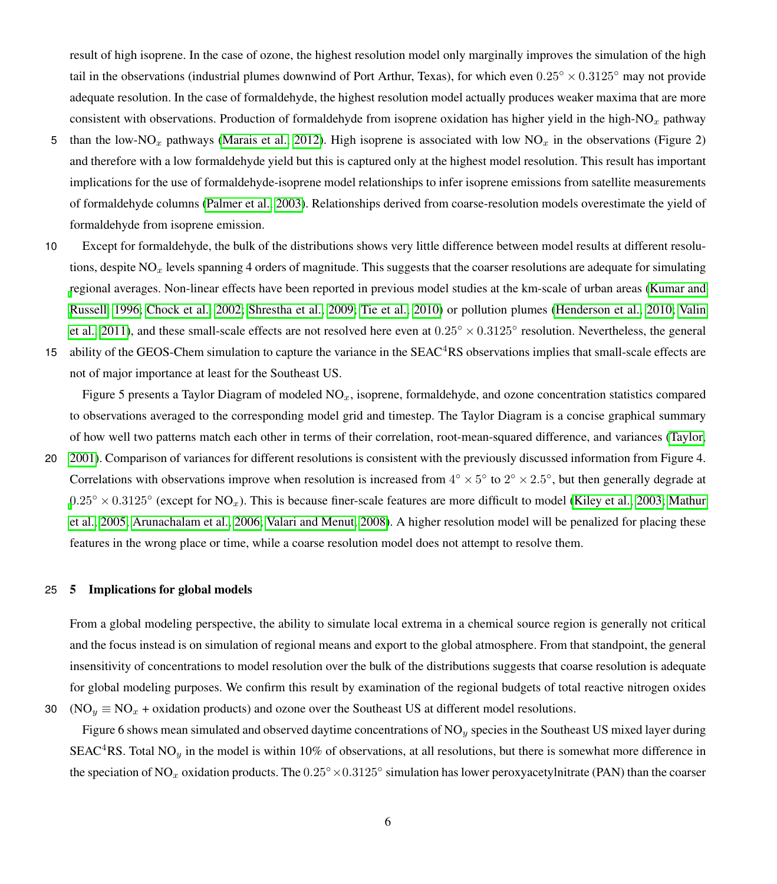result of high isoprene. In the case of ozone, the highest resolution model only marginally improves the simulation of the high tail in the observations (industrial plumes downwind of Port Arthur, Texas), for which even $0.25° \times 0.3125°$ may not provide adequate resolution. In the case of formaldehyde, the highest resolution model actually produces weaker maxima that are more consistent with observations. Production of formaldehyde from isoprene oxidation has higher yield in the high-$NO_x$ pathway than the low-$NO_x$ pathways (Marais et al., 2012). High isoprene is associated with low $NO_x$ in the observations (Figure 2) and therefore with a low formaldehyde yield but this is captured only at the highest model resolution. This result has important implications for the use of formaldehyde-isoprene model relationships to infer isoprene emissions from satellite measurements of formaldehyde columns (Palmer et al., 2003). Relationships derived from coarse-resolution models overestimate the yield of formaldehyde from isoprene emission.

Except for formaldehyde, the bulk of the distributions shows very little difference between model results at different resolutions, despite $NO_x$ levels spanning 4 orders of magnitude. This suggests that the coarser resolutions are adequate for simulating regional averages. Non-linear effects have been reported in previous model studies at the km-scale of urban areas (Kumar and Russell, 1996; Chock et al., 2002; Shrestha et al., 2009; Tie et al., 2010) or pollution plumes (Henderson et al., 2010; Valin et al., 2011), and these small-scale effects are not resolved here even at $0.25° \times 0.3125°$ resolution. Nevertheless, the general ability of the GEOS-Chem simulation to capture the variance in the SEAC$^4$RS observations implies that small-scale effects are not of major importance at least for the Southeast US.

Figure 5 presents a Taylor Diagram of modeled $NO_x$, isoprene, formaldehyde, and ozone concentration statistics compared to observations averaged to the corresponding model grid and timestep. The Taylor Diagram is a concise graphical summary of how well two patterns match each other in terms of their correlation, root-mean-squared difference, and variances (Taylor, 2001). Comparison of variances for different resolutions is consistent with the previously discussed information from Figure 4. Correlations with observations improve when resolution is increased from $4° \times 5°$ to $2° \times 2.5°$, but then generally degrade at $0.25° \times 0.3125°$ (except for $NO_x$). This is because finer-scale features are more difficult to model (Kiley et al., 2003; Mathur et al., 2005; Arunachalam et al., 2006; Valari and Menut, 2008). A higher resolution model will be penalized for placing these features in the wrong place or time, while a coarse resolution model does not attempt to resolve them.

## 5 Implications for global models

From a global modeling perspective, the ability to simulate local extrema in a chemical source region is generally not critical and the focus instead is on simulation of regional means and export to the global atmosphere. From that standpoint, the general insensitivity of concentrations to model resolution over the bulk of the distributions suggests that coarse resolution is adequate for global modeling purposes. We confirm this result by examination of the regional budgets of total reactive nitrogen oxides ($NO_y \equiv NO_x$ + oxidation products) and ozone over the Southeast US at different model resolutions.

Figure 6 shows mean simulated and observed daytime concentrations of $NO_y$ species in the Southeast US mixed layer during SEAC$^4$RS. Total $NO_y$ in the model is within 10% of observations, at all resolutions, but there is somewhat more difference in the speciation of $NO_x$ oxidation products. The $0.25° \times 0.3125°$ simulation has lower peroxyacetylnitrate (PAN) than the coarser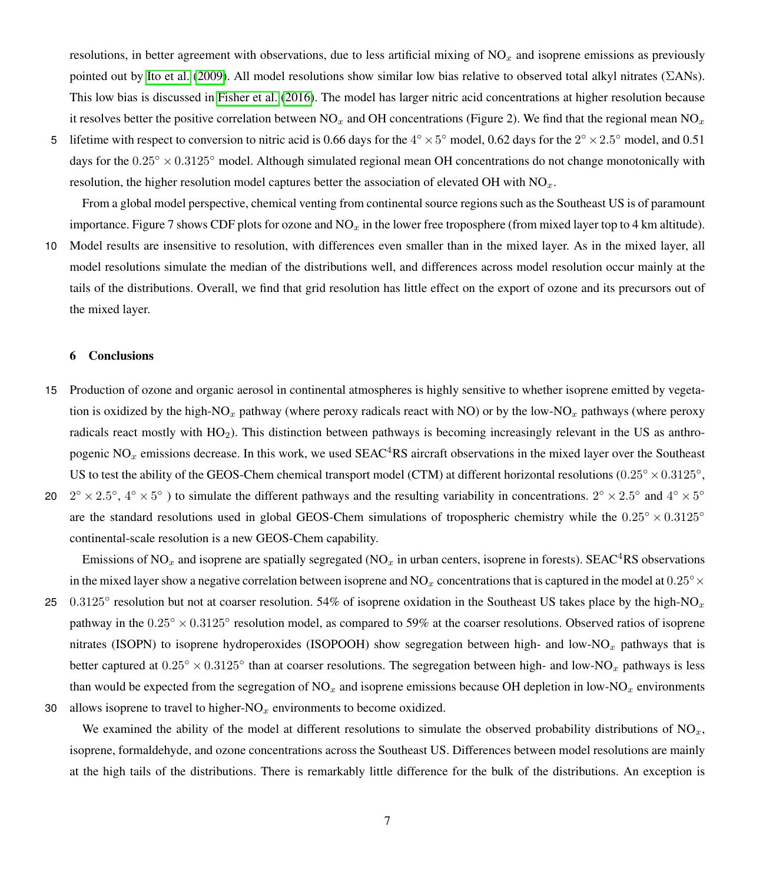resolutions, in better agreement with observations, due to less artificial mixing of $NO_x$ and isoprene emissions as previously pointed out by Ito et al. (2009). All model resolutions show similar low bias relative to observed total alkyl nitrates ($\Sigma$ANs). This low bias is discussed in Fisher et al. (2016). The model has larger nitric acid concentrations at higher resolution because it resolves better the positive correlation between $NO_x$ and OH concentrations (Figure 2). We find that the regional mean $NO_x$ lifetime with respect to conversion to nitric acid is 0.66 days for the $4^\circ \times 5^\circ$ model, 0.62 days for the $2^\circ \times 2.5^\circ$ model, and 0.51 days for the $0.25^\circ \times 0.3125^\circ$ model. Although simulated regional mean OH concentrations do not change monotonically with resolution, the higher resolution model captures better the association of elevated OH with $NO_x$.

From a global model perspective, chemical venting from continental source regions such as the Southeast US is of paramount importance. Figure 7 shows CDF plots for ozone and $NO_x$ in the lower free troposphere (from mixed layer top to 4 km altitude). Model results are insensitive to resolution, with differences even smaller than in the mixed layer. As in the mixed layer, all model resolutions simulate the median of the distributions well, and differences across model resolution occur mainly at the tails of the distributions. Overall, we find that grid resolution has little effect on the export of ozone and its precursors out of the mixed layer.

## 6 Conclusions

Production of ozone and organic aerosol in continental atmospheres is highly sensitive to whether isoprene emitted by vegetation is oxidized by the high-$NO_x$ pathway (where peroxy radicals react with NO) or by the low-$NO_x$ pathways (where peroxy radicals react mostly with $HO_2$). This distinction between pathways is becoming increasingly relevant in the US as anthropogenic $NO_x$ emissions decrease. In this work, we used SEAC$^4$RS aircraft observations in the mixed layer over the Southeast US to test the ability of the GEOS-Chem chemical transport model (CTM) at different horizontal resolutions ($0.25^\circ \times 0.3125^\circ$, $2^\circ \times 2.5^\circ$, $4^\circ \times 5^\circ$ ) to simulate the different pathways and the resulting variability in concentrations. $2^\circ \times 2.5^\circ$ and $4^\circ \times 5^\circ$ are the standard resolutions used in global GEOS-Chem simulations of tropospheric chemistry while the $0.25^\circ \times 0.3125^\circ$ continental-scale resolution is a new GEOS-Chem capability.

Emissions of $NO_x$ and isoprene are spatially segregated ($NO_x$ in urban centers, isoprene in forests). SEAC$^4$RS observations in the mixed layer show a negative correlation between isoprene and $NO_x$ concentrations that is captured in the model at $0.25^\circ \times 0.3125^\circ$ resolution but not at coarser resolution. 54% of isoprene oxidation in the Southeast US takes place by the high-$NO_x$ pathway in the $0.25^\circ \times 0.3125^\circ$ resolution model, as compared to 59% at the coarser resolutions. Observed ratios of isoprene nitrates (ISOPN) to isoprene hydroperoxides (ISOPOOH) show segregation between high- and low-$NO_x$ pathways that is better captured at $0.25^\circ \times 0.3125^\circ$ than at coarser resolutions. The segregation between high- and low-$NO_x$ pathways is less than would be expected from the segregation of $NO_x$ and isoprene emissions because OH depletion in low-$NO_x$ environments allows isoprene to travel to higher-$NO_x$ environments to become oxidized.

We examined the ability of the model at different resolutions to simulate the observed probability distributions of $NO_x$, isoprene, formaldehyde, and ozone concentrations across the Southeast US. Differences between model resolutions are mainly at the high tails of the distributions. There is remarkably little difference for the bulk of the distributions. An exception is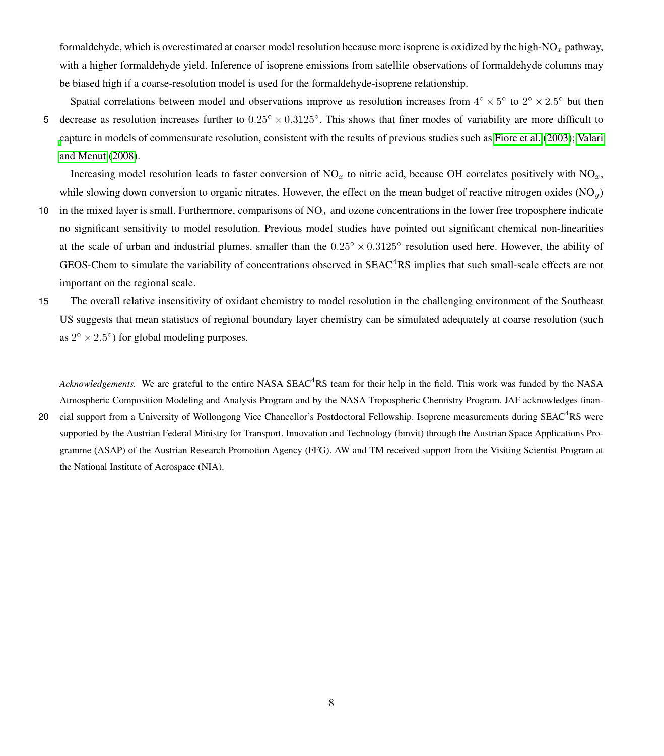formaldehyde, which is overestimated at coarser model resolution because more isoprene is oxidized by the high-$NO_x$ pathway, with a higher formaldehyde yield. Inference of isoprene emissions from satellite observations of formaldehyde columns may be biased high if a coarse-resolution model is used for the formaldehyde-isoprene relationship.

Spatial correlations between model and observations improve as resolution increases from $4^\circ \times 5^\circ$ to $2^\circ \times 2.5^\circ$ but then decrease as resolution increases further to $0.25^\circ \times 0.3125^\circ$. This shows that finer modes of variability are more difficult to capture in models of commensurate resolution, consistent with the results of previous studies such as Fiore et al. (2003); Valari and Menut (2008).

Increasing model resolution leads to faster conversion of $NO_x$ to nitric acid, because OH correlates positively with $NO_x$, while slowing down conversion to organic nitrates. However, the effect on the mean budget of reactive nitrogen oxides ($NO_y$) in the mixed layer is small. Furthermore, comparisons of $NO_x$ and ozone concentrations in the lower free troposphere indicate no significant sensitivity to model resolution. Previous model studies have pointed out significant chemical non-linearities at the scale of urban and industrial plumes, smaller than the $0.25^\circ \times 0.3125^\circ$ resolution used here. However, the ability of GEOS-Chem to simulate the variability of concentrations observed in $SEAC^4RS$ implies that such small-scale effects are not important on the regional scale.

The overall relative insensitivity of oxidant chemistry to model resolution in the challenging environment of the Southeast US suggests that mean statistics of regional boundary layer chemistry can be simulated adequately at coarse resolution (such as $2^\circ \times 2.5^\circ$) for global modeling purposes.

*Acknowledgements.* We are grateful to the entire NASA $SEAC^4RS$ team for their help in the field. This work was funded by the NASA Atmospheric Composition Modeling and Analysis Program and by the NASA Tropospheric Chemistry Program. JAF acknowledges financial support from a University of Wollongong Vice Chancellor's Postdoctoral Fellowship. Isoprene measurements during $SEAC^4RS$ were supported by the Austrian Federal Ministry for Transport, Innovation and Technology (bmvit) through the Austrian Space Applications Programme (ASAP) of the Austrian Research Promotion Agency (FFG). AW and TM received support from the Visiting Scientist Program at the National Institute of Aerospace (NIA).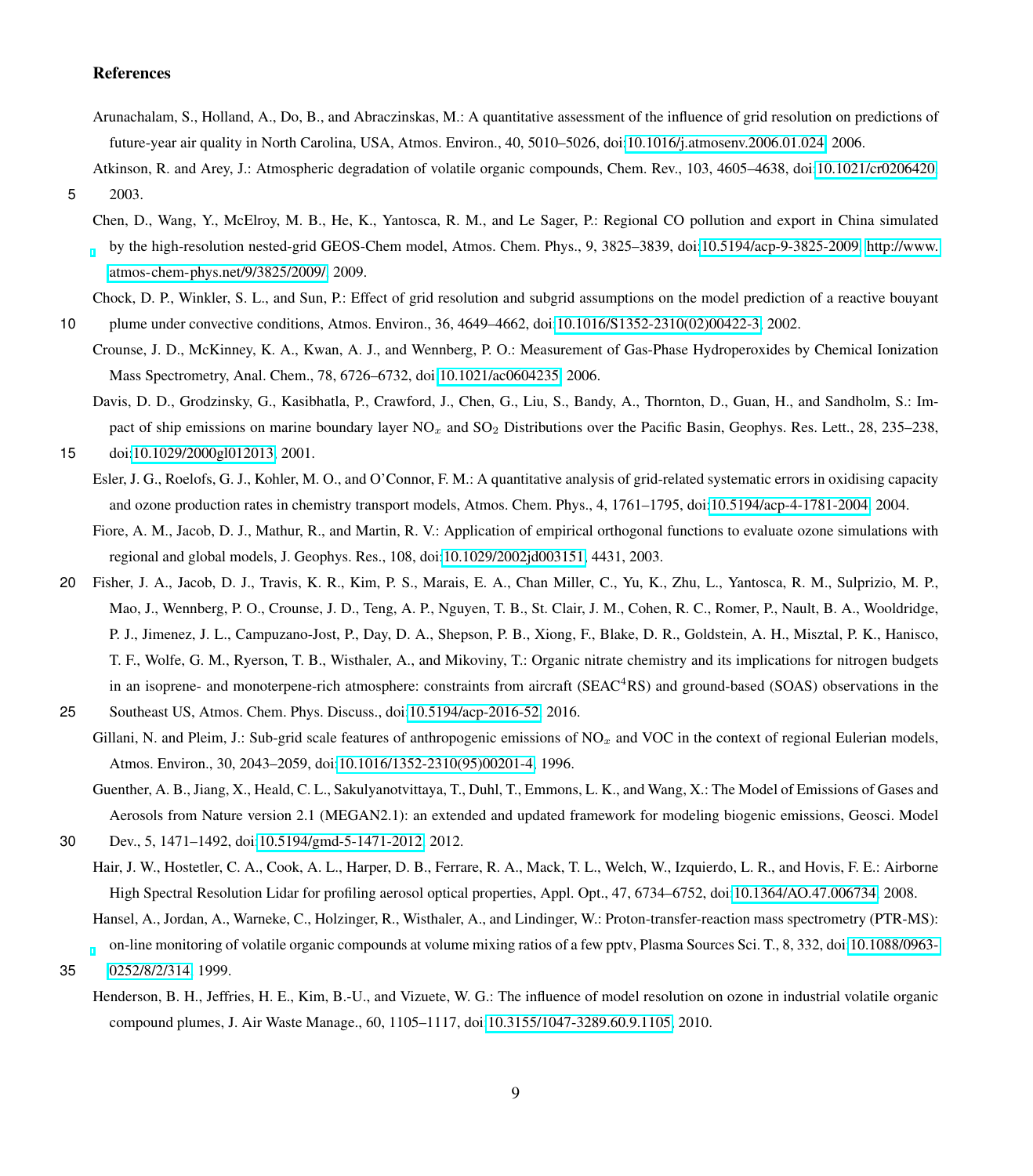## References

Arunachalam, S., Holland, A., Do, B., and Abraczinskas, M.: A quantitative assessment of the influence of grid resolution on predictions of future-year air quality in North Carolina, USA, Atmos. Environ., 40, 5010–5026, doi:10.1016/j.atmosenv.2006.01.024, 2006.

Atkinson, R. and Arey, J.: Atmospheric degradation of volatile organic compounds, Chem. Rev., 103, 4605–4638, doi:10.1021/cr0206420, 2003.

Chen, D., Wang, Y., McElroy, M. B., He, K., Yantosca, R. M., and Le Sager, P.: Regional CO pollution and export in China simulated by the high-resolution nested-grid GEOS-Chem model, Atmos. Chem. Phys., 9, 3825–3839, doi:10.5194/acp-9-3825-2009, http://www.atmos-chem-phys.net/9/3825/2009/, 2009.

Chock, D. P., Winkler, S. L., and Sun, P.: Effect of grid resolution and subgrid assumptions on the model prediction of a reactive bouyant plume under convective conditions, Atmos. Environ., 36, 4649–4662, doi:10.1016/S1352-2310(02)00422-3, 2002.

Crounse, J. D., McKinney, K. A., Kwan, A. J., and Wennberg, P. O.: Measurement of Gas-Phase Hydroperoxides by Chemical Ionization Mass Spectrometry, Anal. Chem., 78, 6726–6732, doi:10.1021/ac0604235, 2006.

Davis, D. D., Grodzinsky, G., Kasibhatla, P., Crawford, J., Chen, G., Liu, S., Bandy, A., Thornton, D., Guan, H., and Sandholm, S.: Impact of ship emissions on marine boundary layer $NO_x$ and $SO_2$ Distributions over the Pacific Basin, Geophys. Res. Lett., 28, 235–238, doi:10.1029/2000gl012013, 2001.

Esler, J. G., Roelofs, G. J., Kohler, M. O., and O'Connor, F. M.: A quantitative analysis of grid-related systematic errors in oxidising capacity and ozone production rates in chemistry transport models, Atmos. Chem. Phys., 4, 1761–1795, doi:10.5194/acp-4-1781-2004, 2004.

Fiore, A. M., Jacob, D. J., Mathur, R., and Martin, R. V.: Application of empirical orthogonal functions to evaluate ozone simulations with regional and global models, J. Geophys. Res., 108, doi:10.1029/2002jd003151, 4431, 2003.

Fisher, J. A., Jacob, D. J., Travis, K. R., Kim, P. S., Marais, E. A., Chan Miller, C., Yu, K., Zhu, L., Yantosca, R. M., Sulprizio, M. P., Mao, J., Wennberg, P. O., Crounse, J. D., Teng, A. P., Nguyen, T. B., St. Clair, J. M., Cohen, R. C., Romer, P., Nault, B. A., Wooldridge, P. J., Jimenez, J. L., Campuzano-Jost, P., Day, D. A., Shepson, P. B., Xiong, F., Blake, D. R., Goldstein, A. H., Misztal, P. K., Hanisco, T. F., Wolfe, G. M., Ryerson, T. B., Wisthaler, A., and Mikoviny, T.: Organic nitrate chemistry and its implications for nitrogen budgets in an isoprene- and monoterpene-rich atmosphere: constraints from aircraft ($SEAC^4RS$) and ground-based (SOAS) observations in the Southeast US, Atmos. Chem. Phys. Discuss., doi:10.5194/acp-2016-52, 2016.

Gillani, N. and Pleim, J.: Sub-grid scale features of anthropogenic emissions of $NO_x$ and VOC in the context of regional Eulerian models, Atmos. Environ., 30, 2043–2059, doi:10.1016/1352-2310(95)00201-4, 1996.

Guenther, A. B., Jiang, X., Heald, C. L., Sakulyanotvittaya, T., Duhl, T., Emmons, L. K., and Wang, X.: The Model of Emissions of Gases and Aerosols from Nature version 2.1 (MEGAN2.1): an extended and updated framework for modeling biogenic emissions, Geosci. Model Dev., 5, 1471–1492, doi:10.5194/gmd-5-1471-2012, 2012.

Hair, J. W., Hostetler, C. A., Cook, A. L., Harper, D. B., Ferrare, R. A., Mack, T. L., Welch, W., Izquierdo, L. R., and Hovis, F. E.: Airborne High Spectral Resolution Lidar for profiling aerosol optical properties, Appl. Opt., 47, 6734–6752, doi:10.1364/AO.47.006734, 2008.

Hansel, A., Jordan, A., Warneke, C., Holzinger, R., Wisthaler, A., and Lindinger, W.: Proton-transfer-reaction mass spectrometry (PTR-MS): on-line monitoring of volatile organic compounds at volume mixing ratios of a few pptv, Plasma Sources Sci. T., 8, 332, doi:10.1088/0963-0252/8/2/314, 1999.

Henderson, B. H., Jeffries, H. E., Kim, B.-U., and Vizuete, W. G.: The influence of model resolution on ozone in industrial volatile organic compound plumes, J. Air Waste Manage., 60, 1105–1117, doi:10.3155/1047-3289.60.9.1105, 2010.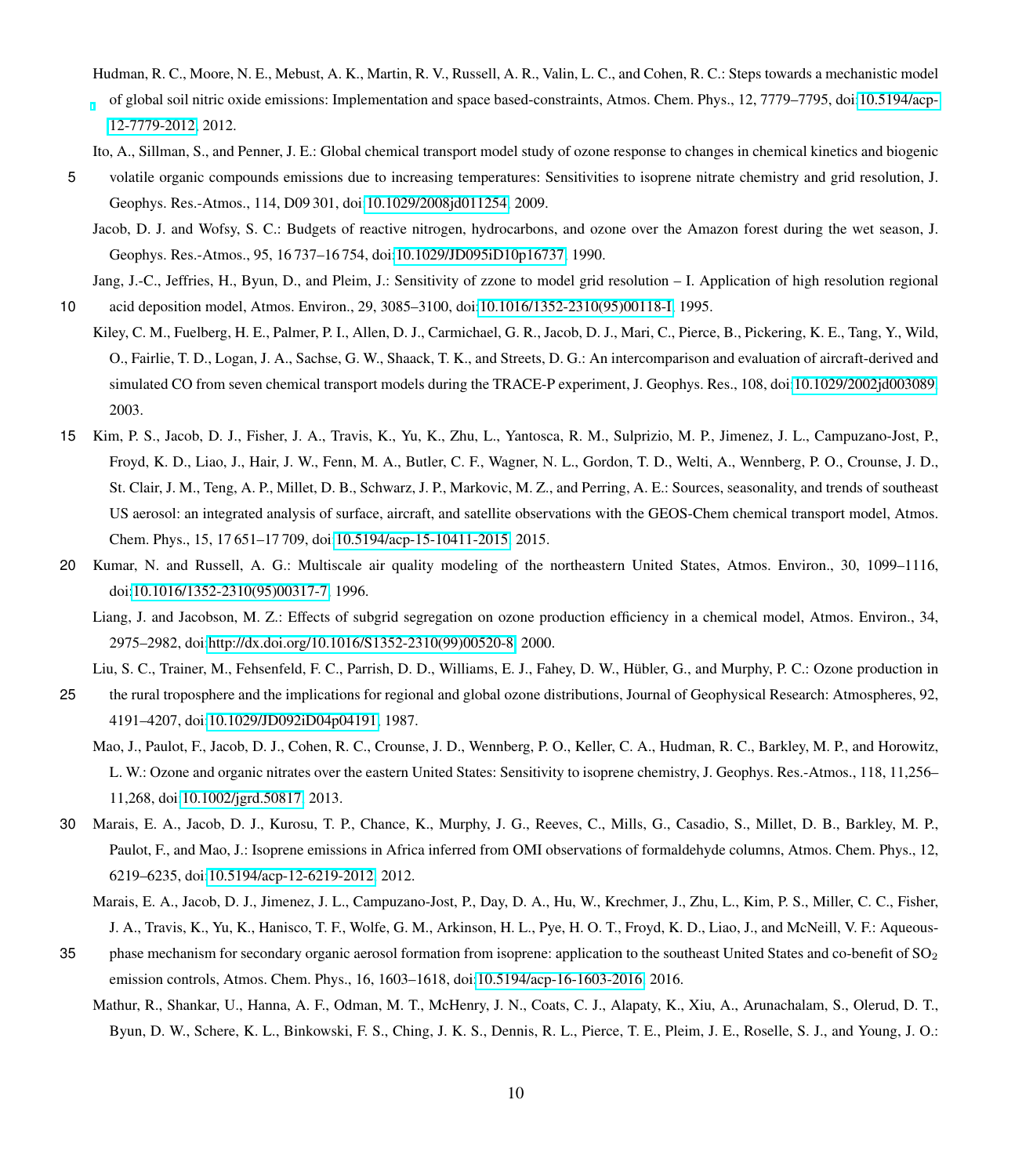Hudman, R. C., Moore, N. E., Mebust, A. K., Martin, R. V., Russell, A. R., Valin, L. C., and Cohen, R. C.: Steps towards a mechanistic model of global soil nitric oxide emissions: Implementation and space based-constraints, Atmos. Chem. Phys., 12, 7779–7795, doi:10.5194/acp-12-7779-2012, 2012.

Ito, A., Sillman, S., and Penner, J. E.: Global chemical transport model study of ozone response to changes in chemical kinetics and biogenic volatile organic compounds emissions due to increasing temperatures: Sensitivities to isoprene nitrate chemistry and grid resolution, J. Geophys. Res.-Atmos., 114, D09 301, doi:10.1029/2008jd011254, 2009.

Jacob, D. J. and Wofsy, S. C.: Budgets of reactive nitrogen, hydrocarbons, and ozone over the Amazon forest during the wet season, J. Geophys. Res.-Atmos., 95, 16 737–16 754, doi:10.1029/JD095iD10p16737, 1990.

Jang, J.-C., Jeffries, H., Byun, D., and Pleim, J.: Sensitivity of zzone to model grid resolution – I. Application of high resolution regional acid deposition model, Atmos. Environ., 29, 3085–3100, doi:10.1016/1352-2310(95)00118-I, 1995.

Kiley, C. M., Fuelberg, H. E., Palmer, P. I., Allen, D. J., Carmichael, G. R., Jacob, D. J., Mari, C., Pierce, B., Pickering, K. E., Tang, Y., Wild, O., Fairlie, T. D., Logan, J. A., Sachse, G. W., Shaack, T. K., and Streets, D. G.: An intercomparison and evaluation of aircraft-derived and simulated CO from seven chemical transport models during the TRACE-P experiment, J. Geophys. Res., 108, doi:10.1029/2002jd003089, 2003.

Kim, P. S., Jacob, D. J., Fisher, J. A., Travis, K., Yu, K., Zhu, L., Yantosca, R. M., Sulprizio, M. P., Jimenez, J. L., Campuzano-Jost, P., Froyd, K. D., Liao, J., Hair, J. W., Fenn, M. A., Butler, C. F., Wagner, N. L., Gordon, T. D., Welti, A., Wennberg, P. O., Crounse, J. D., St. Clair, J. M., Teng, A. P., Millet, D. B., Schwarz, J. P., Markovic, M. Z., and Perring, A. E.: Sources, seasonality, and trends of southeast US aerosol: an integrated analysis of surface, aircraft, and satellite observations with the GEOS-Chem chemical transport model, Atmos. Chem. Phys., 15, 17 651–17 709, doi:10.5194/acp-15-10411-2015, 2015.

Kumar, N. and Russell, A. G.: Multiscale air quality modeling of the northeastern United States, Atmos. Environ., 30, 1099–1116, doi:10.1016/1352-2310(95)00317-7, 1996.

Liang, J. and Jacobson, M. Z.: Effects of subgrid segregation on ozone production efficiency in a chemical model, Atmos. Environ., 34, 2975–2982, doi:http://dx.doi.org/10.1016/S1352-2310(99)00520-8, 2000.

Liu, S. C., Trainer, M., Fehsenfeld, F. C., Parrish, D. D., Williams, E. J., Fahey, D. W., Hübler, G., and Murphy, P. C.: Ozone production in the rural troposphere and the implications for regional and global ozone distributions, Journal of Geophysical Research: Atmospheres, 92, 4191–4207, doi:10.1029/JD092iD04p04191, 1987.

Mao, J., Paulot, F., Jacob, D. J., Cohen, R. C., Crounse, J. D., Wennberg, P. O., Keller, C. A., Hudman, R. C., Barkley, M. P., and Horowitz, L. W.: Ozone and organic nitrates over the eastern United States: Sensitivity to isoprene chemistry, J. Geophys. Res.-Atmos., 118, 11,256–11,268, doi:10.1002/jgrd.50817, 2013.

Marais, E. A., Jacob, D. J., Kurosu, T. P., Chance, K., Murphy, J. G., Reeves, C., Mills, G., Casadio, S., Millet, D. B., Barkley, M. P., Paulot, F., and Mao, J.: Isoprene emissions in Africa inferred from OMI observations of formaldehyde columns, Atmos. Chem. Phys., 12, 6219–6235, doi:10.5194/acp-12-6219-2012, 2012.

Marais, E. A., Jacob, D. J., Jimenez, J. L., Campuzano-Jost, P., Day, D. A., Hu, W., Krechmer, J., Zhu, L., Kim, P. S., Miller, C. C., Fisher, J. A., Travis, K., Yu, K., Hanisco, T. F., Wolfe, G. M., Arkinson, H. L., Pye, H. O. T., Froyd, K. D., Liao, J., and McNeill, V. F.: Aqueous-phase mechanism for secondary organic aerosol formation from isoprene: application to the southeast United States and co-benefit of $SO_2$ emission controls, Atmos. Chem. Phys., 16, 1603–1618, doi:10.5194/acp-16-1603-2016, 2016.

Mathur, R., Shankar, U., Hanna, A. F., Odman, M. T., McHenry, J. N., Coats, C. J., Alapaty, K., Xiu, A., Arunachalam, S., Olerud, D. T., Byun, D. W., Schere, K. L., Binkowski, F. S., Ching, J. K. S., Dennis, R. L., Pierce, T. E., Pleim, J. E., Roselle, S. J., and Young, J. O.: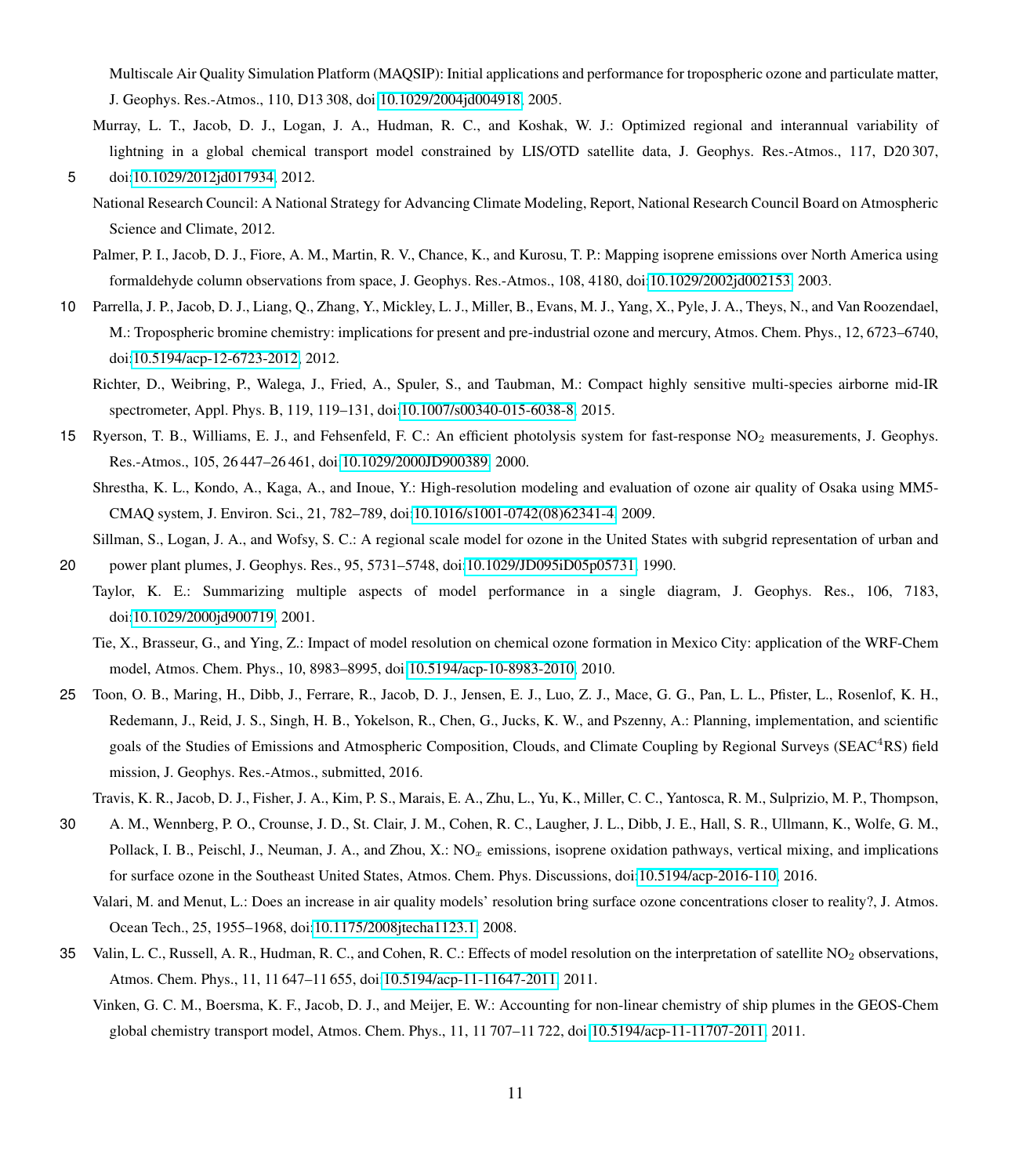Multiscale Air Quality Simulation Platform (MAQSIP): Initial applications and performance for tropospheric ozone and particulate matter, J. Geophys. Res.-Atmos., 110, D13 308, doi:10.1029/2004jd004918, 2005.

Murray, L. T., Jacob, D. J., Logan, J. A., Hudman, R. C., and Koshak, W. J.: Optimized regional and interannual variability of lightning in a global chemical transport model constrained by LIS/OTD satellite data, J. Geophys. Res.-Atmos., 117, D20 307, doi:10.1029/2012jd017934, 2012.

National Research Council: A National Strategy for Advancing Climate Modeling, Report, National Research Council Board on Atmospheric Science and Climate, 2012.

Palmer, P. I., Jacob, D. J., Fiore, A. M., Martin, R. V., Chance, K., and Kurosu, T. P.: Mapping isoprene emissions over North America using formaldehyde column observations from space, J. Geophys. Res.-Atmos., 108, 4180, doi:10.1029/2002jd002153, 2003.

Parrella, J. P., Jacob, D. J., Liang, Q., Zhang, Y., Mickley, L. J., Miller, B., Evans, M. J., Yang, X., Pyle, J. A., Theys, N., and Van Roozendael, M.: Tropospheric bromine chemistry: implications for present and pre-industrial ozone and mercury, Atmos. Chem. Phys., 12, 6723–6740, doi:10.5194/acp-12-6723-2012, 2012.

Richter, D., Weibring, P., Walega, J., Fried, A., Spuler, S., and Taubman, M.: Compact highly sensitive multi-species airborne mid-IR spectrometer, Appl. Phys. B, 119, 119–131, doi:10.1007/s00340-015-6038-8, 2015.

Ryerson, T. B., Williams, E. J., and Fehsenfeld, F. C.: An efficient photolysis system for fast-response $NO_2$ measurements, J. Geophys. Res.-Atmos., 105, 26 447–26 461, doi:10.1029/2000JD900389, 2000.

Shrestha, K. L., Kondo, A., Kaga, A., and Inoue, Y.: High-resolution modeling and evaluation of ozone air quality of Osaka using MM5-CMAQ system, J. Environ. Sci., 21, 782–789, doi:10.1016/s1001-0742(08)62341-4, 2009.

Sillman, S., Logan, J. A., and Wofsy, S. C.: A regional scale model for ozone in the United States with subgrid representation of urban and power plant plumes, J. Geophys. Res., 95, 5731–5748, doi:10.1029/JD095iD05p05731, 1990.

Taylor, K. E.: Summarizing multiple aspects of model performance in a single diagram, J. Geophys. Res., 106, 7183, doi:10.1029/2000jd900719, 2001.

Tie, X., Brasseur, G., and Ying, Z.: Impact of model resolution on chemical ozone formation in Mexico City: application of the WRF-Chem model, Atmos. Chem. Phys., 10, 8983–8995, doi:10.5194/acp-10-8983-2010, 2010.

Toon, O. B., Maring, H., Dibb, J., Ferrare, R., Jacob, D. J., Jensen, E. J., Luo, Z. J., Mace, G. G., Pan, L. L., Pfister, L., Rosenlof, K. H., Redemann, J., Reid, J. S., Singh, H. B., Yokelson, R., Chen, G., Jucks, K. W., and Pszenny, A.: Planning, implementation, and scientific goals of the Studies of Emissions and Atmospheric Composition, Clouds, and Climate Coupling by Regional Surveys (SEAC$^4$RS) field mission, J. Geophys. Res.-Atmos., submitted, 2016.

Travis, K. R., Jacob, D. J., Fisher, J. A., Kim, P. S., Marais, E. A., Zhu, L., Yu, K., Miller, C. C., Yantosca, R. M., Sulprizio, M. P., Thompson, A. M., Wennberg, P. O., Crounse, J. D., St. Clair, J. M., Cohen, R. C., Laugher, J. L., Dibb, J. E., Hall, S. R., Ullmann, K., Wolfe, G. M., Pollack, I. B., Peischl, J., Neuman, J. A., and Zhou, X.: $NO_x$ emissions, isoprene oxidation pathways, vertical mixing, and implications for surface ozone in the Southeast United States, Atmos. Chem. Phys. Discussions, doi:10.5194/acp-2016-110, 2016.

Valari, M. and Menut, L.: Does an increase in air quality models' resolution bring surface ozone concentrations closer to reality?, J. Atmos. Ocean Tech., 25, 1955–1968, doi:10.1175/2008jtecha1123.1, 2008.

Valin, L. C., Russell, A. R., Hudman, R. C., and Cohen, R. C.: Effects of model resolution on the interpretation of satellite $NO_2$ observations, Atmos. Chem. Phys., 11, 11 647–11 655, doi:10.5194/acp-11-11647-2011, 2011.

Vinken, G. C. M., Boersma, K. F., Jacob, D. J., and Meijer, E. W.: Accounting for non-linear chemistry of ship plumes in the GEOS-Chem global chemistry transport model, Atmos. Chem. Phys., 11, 11 707–11 722, doi:10.5194/acp-11-11707-2011, 2011.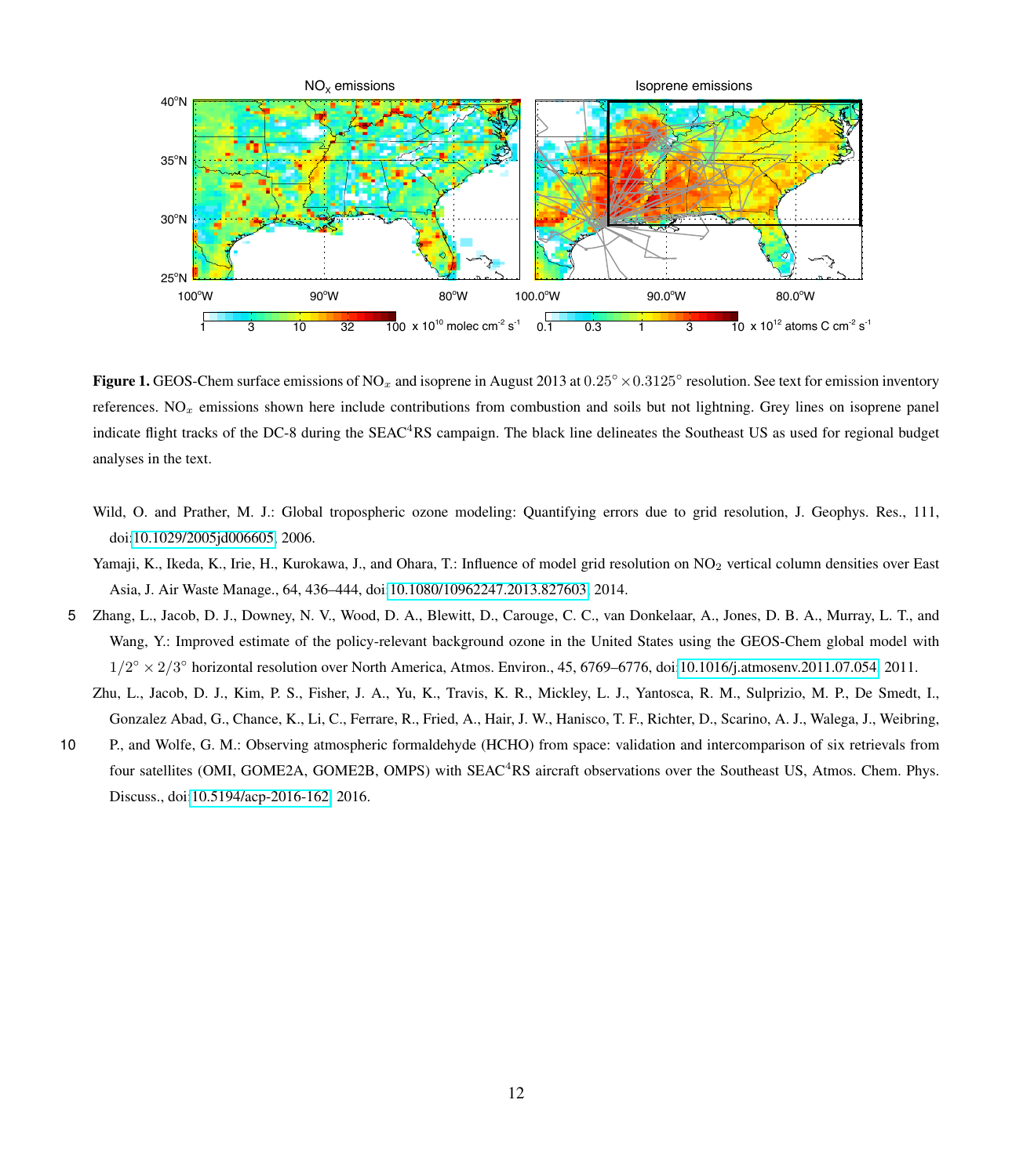**Figure 1.** GEOS-Chem surface emissions of $NO_x$ and isoprene in August 2013 at $0.25^\circ \times 0.3125^\circ$ resolution. See text for emission inventory references. $NO_x$ emissions shown here include contributions from combustion and soils but not lightning. Grey lines on isoprene panel indicate flight tracks of the DC-8 during the SEAC$^4$RS campaign. The black line delineates the Southeast US as used for regional budget analyses in the text.

Wild, O. and Prather, M. J.: Global tropospheric ozone modeling: Quantifying errors due to grid resolution, J. Geophys. Res., 111, doi:10.1029/2005jd006605, 2006.

Yamaji, K., Ikeda, K., Irie, H., Kurokawa, J., and Ohara, T.: Influence of model grid resolution on $NO_2$ vertical column densities over East Asia, J. Air Waste Manage., 64, 436–444, doi:10.1080/10962247.2013.827603, 2014.

Zhang, L., Jacob, D. J., Downey, N. V., Wood, D. A., Blewitt, D., Carouge, C. C., van Donkelaar, A., Jones, D. B. A., Murray, L. T., and Wang, Y.: Improved estimate of the policy-relevant background ozone in the United States using the GEOS-Chem global model with $1/2^\circ \times 2/3^\circ$ horizontal resolution over North America, Atmos. Environ., 45, 6769–6776, doi:10.1016/j.atmosenv.2011.07.054, 2011.

Zhu, L., Jacob, D. J., Kim, P. S., Fisher, J. A., Yu, K., Travis, K. R., Mickley, L. J., Yantosca, R. M., Sulprizio, M. P., De Smedt, I., Gonzalez Abad, G., Chance, K., Li, C., Ferrare, R., Fried, A., Hair, J. W., Hanisco, T. F., Richter, D., Scarino, A. J., Walega, J., Weibring, P., and Wolfe, G. M.: Observing atmospheric formaldehyde (HCHO) from space: validation and intercomparison of six retrievals from four satellites (OMI, GOME2A, GOME2B, OMPS) with SEAC$^4$RS aircraft observations over the Southeast US, Atmos. Chem. Phys. Discuss., doi:10.5194/acp-2016-162, 2016.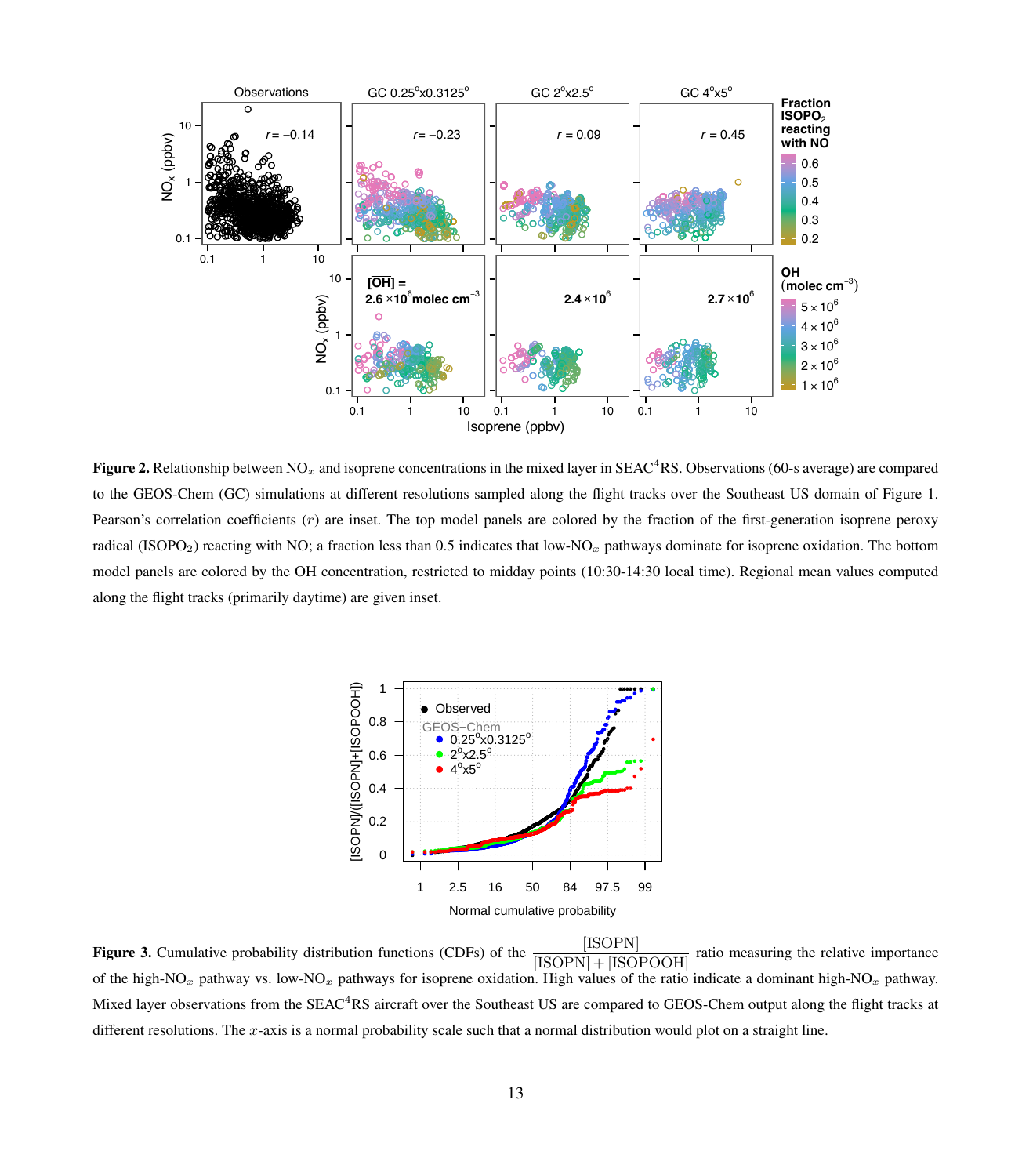**Figure 2.** Relationship between $NO_x$ and isoprene concentrations in the mixed layer in SEAC$^4$RS. Observations (60-s average) are compared to the GEOS-Chem (GC) simulations at different resolutions sampled along the flight tracks over the Southeast US domain of Figure 1. Pearson's correlation coefficients ($r$) are inset. The top model panels are colored by the fraction of the first-generation isoprene peroxy radical ($ISOPO_2$) reacting with NO; a fraction less than 0.5 indicates that low-$NO_x$ pathways dominate for isoprene oxidation. The bottom model panels are colored by the OH concentration, restricted to midday points (10:30-14:30 local time). Regional mean values computed along the flight tracks (primarily daytime) are given inset.

**Figure 3.** Cumulative probability distribution functions (CDFs) of the $\frac{[\mathrm{ISOPN}]}{[\mathrm{ISOPN}]+[\mathrm{ISOPOOH}]}$ ratio measuring the relative importance of the high-$NO_x$ pathway vs. low-$NO_x$ pathways for isoprene oxidation. High values of the ratio indicate a dominant high-$NO_x$ pathway. Mixed layer observations from the SEAC$^4$RS aircraft over the Southeast US are compared to GEOS-Chem output along the flight tracks at different resolutions. The $x$-axis is a normal probability scale such that a normal distribution would plot on a straight line.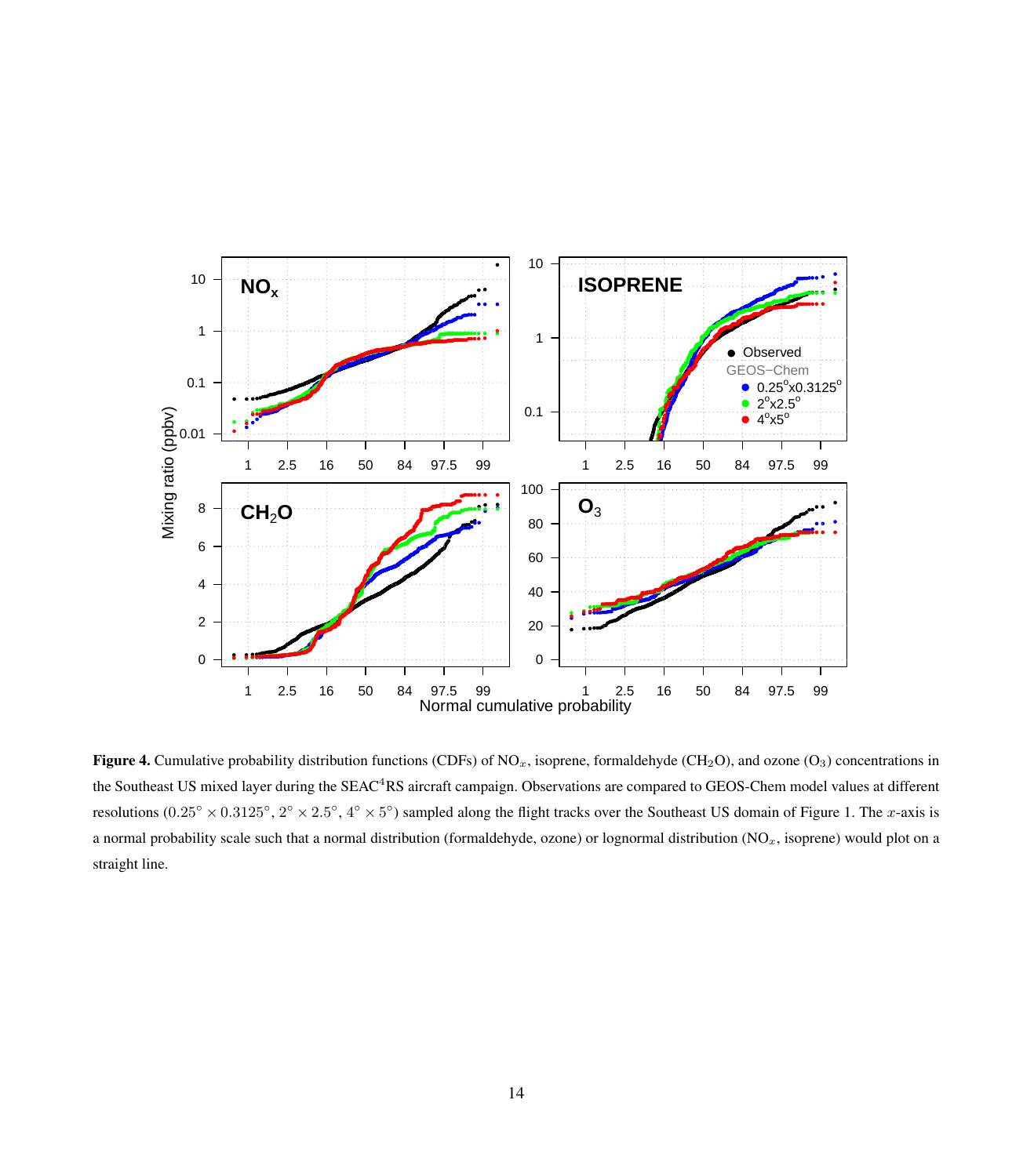**Figure 4.** Cumulative probability distribution functions (CDFs) of $NO_x$, isoprene, formaldehyde ($CH_2O$), and ozone ($O_3$) concentrations in the Southeast US mixed layer during the SEAC$^4$RS aircraft campaign. Observations are compared to GEOS-Chem model values at different resolutions ($0.25° \times 0.3125°$, $2° \times 2.5°$, $4° \times 5°$) sampled along the flight tracks over the Southeast US domain of Figure 1. The $x$-axis is a normal probability scale such that a normal distribution (formaldehyde, ozone) or lognormal distribution ($NO_x$, isoprene) would plot on a straight line.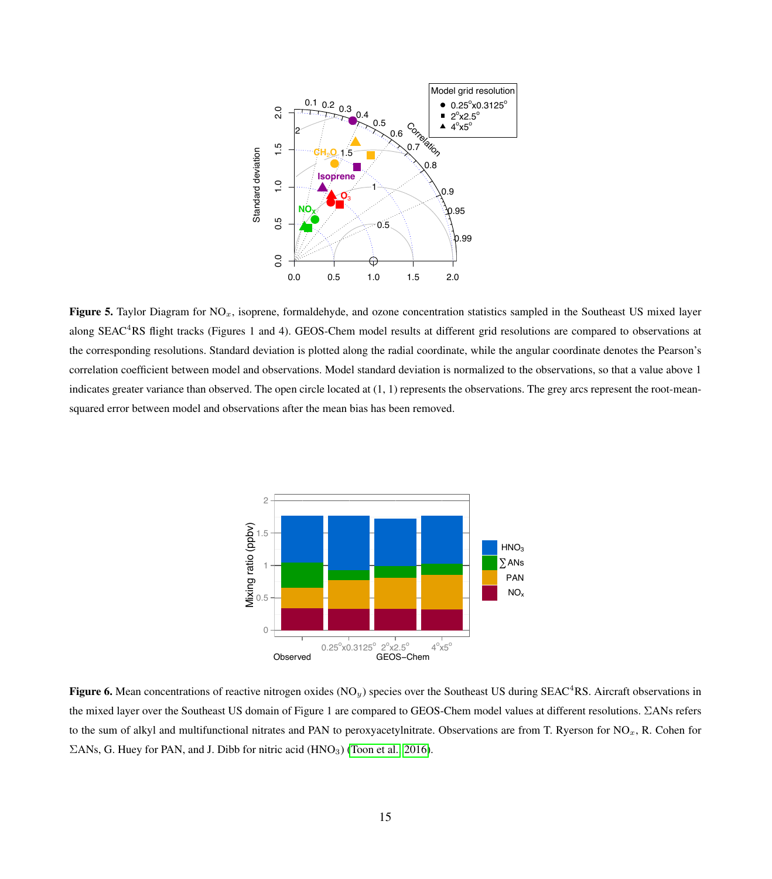**Figure 5.** Taylor Diagram for $NO_x$, isoprene, formaldehyde, and ozone concentration statistics sampled in the Southeast US mixed layer along SEAC[4]RS flight tracks (Figures 1 and 4). GEOS-Chem model results at different grid resolutions are compared to observations at the corresponding resolutions. Standard deviation is plotted along the radial coordinate, while the angular coordinate denotes the Pearson's correlation coefficient between model and observations. Model standard deviation is normalized to the observations, so that a value above 1 indicates greater variance than observed. The open circle located at (1, 1) represents the observations. The grey arcs represent the root-mean-squared error between model and observations after the mean bias has been removed.

**Figure 6.** Mean concentrations of reactive nitrogen oxides ($NO_y$) species over the Southeast US during SEAC[4]RS. Aircraft observations in the mixed layer over the Southeast US domain of Figure 1 are compared to GEOS-Chem model values at different resolutions. $\Sigma$ANs refers to the sum of alkyl and multifunctional nitrates and PAN to peroxyacetylnitrate. Observations are from T. Ryerson for $NO_x$, R. Cohen for $\Sigma$ANs, G. Huey for PAN, and J. Dibb for nitric acid ($HNO_3$) (Toon et al., 2016).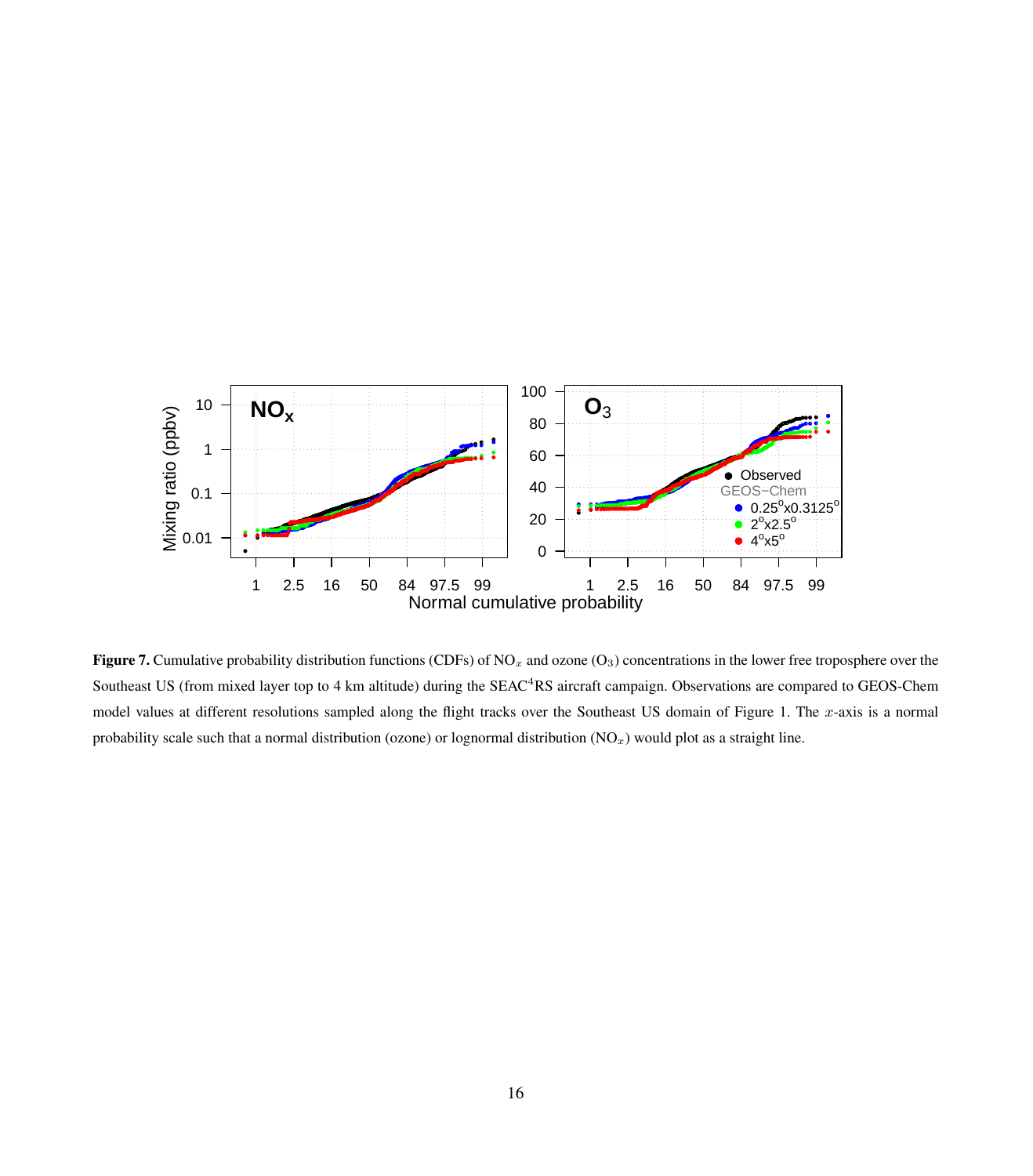NOx

10
1
0.1
0.01

Mixing ratio (ppbv)

1 2.5 16 50 84 97.5 99

O3

100
80
60
40
20
0

Observed
GEOS−Chem
0.25°x0.3125°
2°x2.5°
4°x5°

1 2.5 16 50 84 97.5 99

Normal cumulative probability

**Figure 7.** Cumulative probability distribution functions (CDFs) of $NO_x$ and ozone ($O_3$) concentrations in the lower free troposphere over the Southeast US (from mixed layer top to 4 km altitude) during the SEAC$^4$RS aircraft campaign. Observations are compared to GEOS-Chem model values at different resolutions sampled along the flight tracks over the Southeast US domain of Figure 1. The $x$-axis is a normal probability scale such that a normal distribution (ozone) or lognormal distribution ($NO_x$) would plot as a straight line.